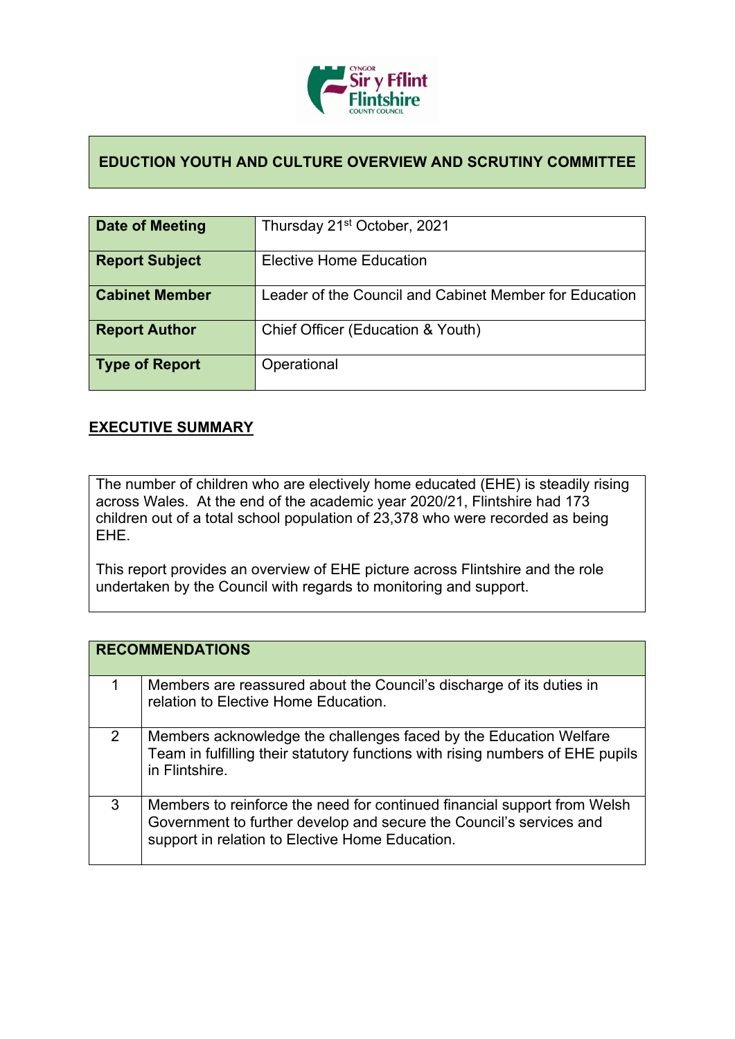# EDUCTION YOUTH AND CULTURE OVERVIEW AND SCRUTINY COMMITTEE

| | |
|---|---|
| **Date of Meeting** | Thursday 21st October, 2021 |
| **Report Subject** | Elective Home Education |
| **Cabinet Member** | Leader of the Council and Cabinet Member for Education |
| **Report Author** | Chief Officer (Education & Youth) |
| **Type of Report** | Operational |

## EXECUTIVE SUMMARY

The number of children who are electively home educated (EHE) is steadily rising across Wales. At the end of the academic year 2020/21, Flintshire had 173 children out of a total school population of 23,378 who were recorded as being EHE.

This report provides an overview of EHE picture across Flintshire and the role undertaken by the Council with regards to monitoring and support.

| RECOMMENDATIONS | |
|---|---|
| 1 | Members are reassured about the Council's discharge of its duties in relation to Elective Home Education. |
| 2 | Members acknowledge the challenges faced by the Education Welfare Team in fulfilling their statutory functions with rising numbers of EHE pupils in Flintshire. |
| 3 | Members to reinforce the need for continued financial support from Welsh Government to further develop and secure the Council's services and support in relation to Elective Home Education. |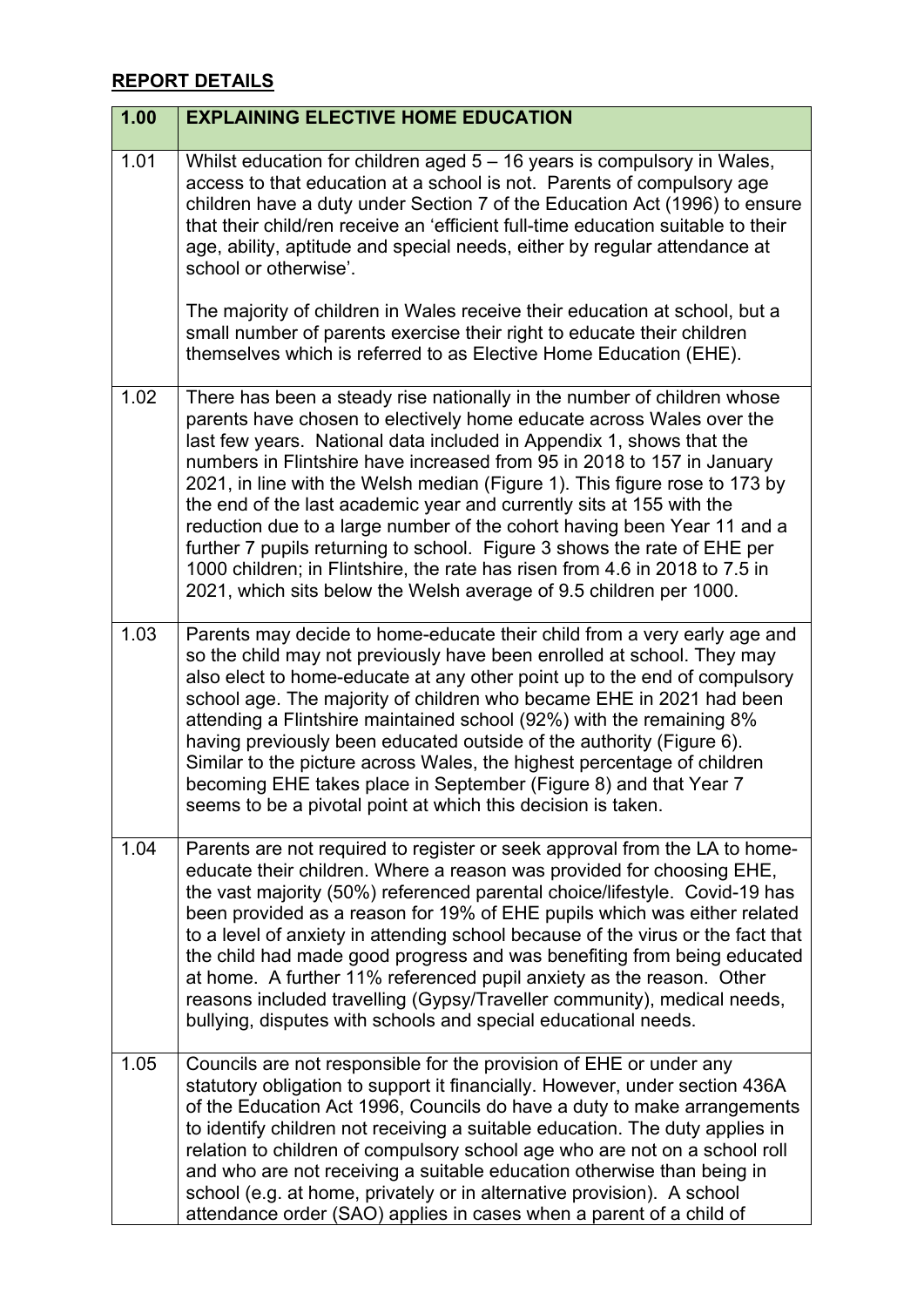## REPORT DETAILS

| 1.00 | EXPLAINING ELECTIVE HOME EDUCATION |
| --- | --- |
| 1.01 | Whilst education for children aged 5 – 16 years is compulsory in Wales, access to that education at a school is not. Parents of compulsory age children have a duty under Section 7 of the Education Act (1996) to ensure that their child/ren receive an 'efficient full-time education suitable to their age, ability, aptitude and special needs, either by regular attendance at school or otherwise'.<br><br>The majority of children in Wales receive their education at school, but a small number of parents exercise their right to educate their children themselves which is referred to as Elective Home Education (EHE). |
| 1.02 | There has been a steady rise nationally in the number of children whose parents have chosen to electively home educate across Wales over the last few years. National data included in Appendix 1, shows that the numbers in Flintshire have increased from 95 in 2018 to 157 in January 2021, in line with the Welsh median (Figure 1). This figure rose to 173 by the end of the last academic year and currently sits at 155 with the reduction due to a large number of the cohort having been Year 11 and a further 7 pupils returning to school. Figure 3 shows the rate of EHE per 1000 children; in Flintshire, the rate has risen from 4.6 in 2018 to 7.5 in 2021, which sits below the Welsh average of 9.5 children per 1000. |
| 1.03 | Parents may decide to home-educate their child from a very early age and so the child may not previously have been enrolled at school. They may also elect to home-educate at any other point up to the end of compulsory school age. The majority of children who became EHE in 2021 had been attending a Flintshire maintained school (92%) with the remaining 8% having previously been educated outside of the authority (Figure 6). Similar to the picture across Wales, the highest percentage of children becoming EHE takes place in September (Figure 8) and that Year 7 seems to be a pivotal point at which this decision is taken. |
| 1.04 | Parents are not required to register or seek approval from the LA to home-educate their children. Where a reason was provided for choosing EHE, the vast majority (50%) referenced parental choice/lifestyle. Covid-19 has been provided as a reason for 19% of EHE pupils which was either related to a level of anxiety in attending school because of the virus or the fact that the child had made good progress and was benefiting from being educated at home. A further 11% referenced pupil anxiety as the reason. Other reasons included travelling (Gypsy/Traveller community), medical needs, bullying, disputes with schools and special educational needs. |
| 1.05 | Councils are not responsible for the provision of EHE or under any statutory obligation to support it financially. However, under section 436A of the Education Act 1996, Councils do have a duty to make arrangements to identify children not receiving a suitable education. The duty applies in relation to children of compulsory school age who are not on a school roll and who are not receiving a suitable education otherwise than being in school (e.g. at home, privately or in alternative provision). A school attendance order (SAO) applies in cases when a parent of a child of |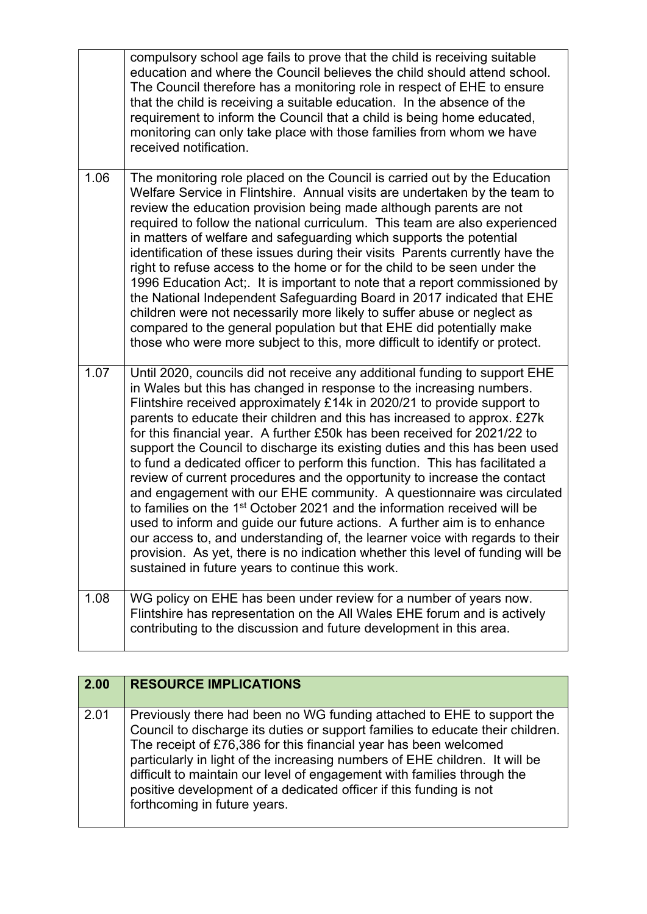| | |
|---|---|
| | compulsory school age fails to prove that the child is receiving suitable education and where the Council believes the child should attend school. The Council therefore has a monitoring role in respect of EHE to ensure that the child is receiving a suitable education. In the absence of the requirement to inform the Council that a child is being home educated, monitoring can only take place with those families from whom we have received notification. |
| 1.06 | The monitoring role placed on the Council is carried out by the Education Welfare Service in Flintshire. Annual visits are undertaken by the team to review the education provision being made although parents are not required to follow the national curriculum. This team are also experienced in matters of welfare and safeguarding which supports the potential identification of these issues during their visits Parents currently have the right to refuse access to the home or for the child to be seen under the 1996 Education Act;. It is important to note that a report commissioned by the National Independent Safeguarding Board in 2017 indicated that EHE children were not necessarily more likely to suffer abuse or neglect as compared to the general population but that EHE did potentially make those who were more subject to this, more difficult to identify or protect. |
| 1.07 | Until 2020, councils did not receive any additional funding to support EHE in Wales but this has changed in response to the increasing numbers. Flintshire received approximately £14k in 2020/21 to provide support to parents to educate their children and this has increased to approx. £27k for this financial year. A further £50k has been received for 2021/22 to support the Council to discharge its existing duties and this has been used to fund a dedicated officer to perform this function. This has facilitated a review of current procedures and the opportunity to increase the contact and engagement with our EHE community. A questionnaire was circulated to families on the 1st October 2021 and the information received will be used to inform and guide our future actions. A further aim is to enhance our access to, and understanding of, the learner voice with regards to their provision. As yet, there is no indication whether this level of funding will be sustained in future years to continue this work. |
| 1.08 | WG policy on EHE has been under review for a number of years now. Flintshire has representation on the All Wales EHE forum and is actively contributing to the discussion and future development in this area. |

| **2.00** | **RESOURCE IMPLICATIONS** |
|---|---|
| 2.01 | Previously there had been no WG funding attached to EHE to support the Council to discharge its duties or support families to educate their children. The receipt of £76,386 for this financial year has been welcomed particularly in light of the increasing numbers of EHE children. It will be difficult to maintain our level of engagement with families through the positive development of a dedicated officer if this funding is not forthcoming in future years. |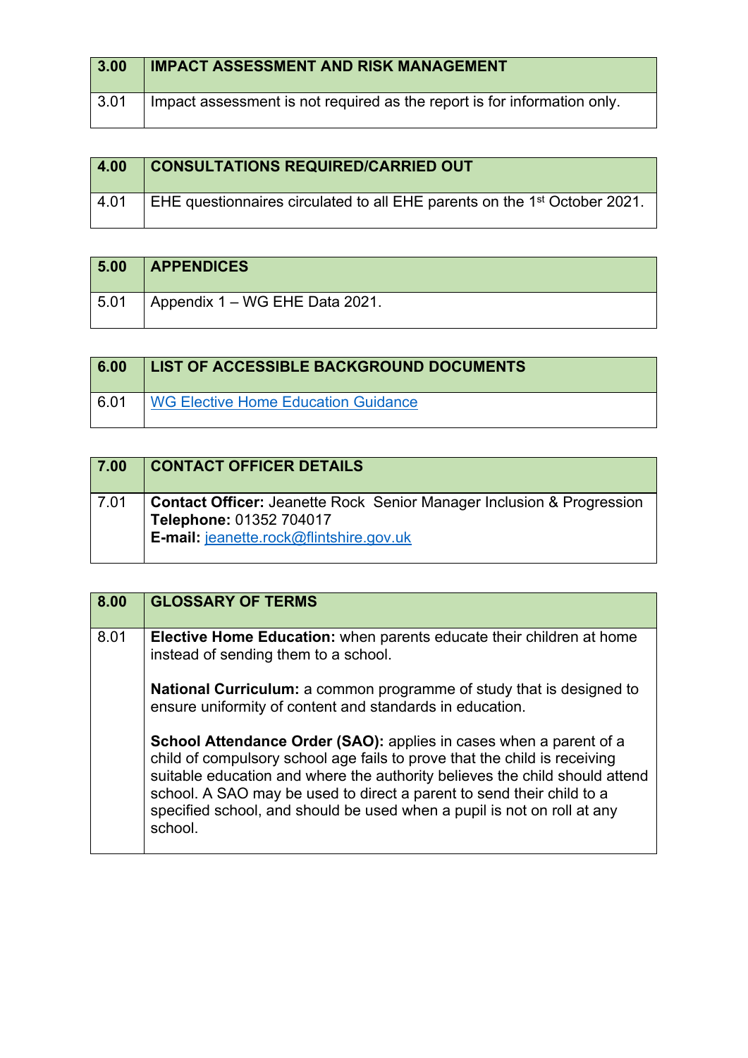| 3.00 | IMPACT ASSESSMENT AND RISK MANAGEMENT |
|---|---|
| 3.01 | Impact assessment is not required as the report is for information only. |

| 4.00 | CONSULTATIONS REQUIRED/CARRIED OUT |
|---|---|
| 4.01 | EHE questionnaires circulated to all EHE parents on the 1st October 2021. |

| 5.00 | APPENDICES |
|---|---|
| 5.01 | Appendix 1 – WG EHE Data 2021. |

| 6.00 | LIST OF ACCESSIBLE BACKGROUND DOCUMENTS |
|---|---|
| 6.01 | WG Elective Home Education Guidance |

| 7.00 | CONTACT OFFICER DETAILS |
|---|---|
| 7.01 | **Contact Officer:** Jeanette Rock Senior Manager Inclusion & Progression<br>**Telephone:** 01352 704017<br>**E-mail:** jeanette.rock@flintshire.gov.uk |

| 8.00 | GLOSSARY OF TERMS |
|---|---|
| 8.01 | **Elective Home Education:** when parents educate their children at home instead of sending them to a school.<br><br>**National Curriculum:** a common programme of study that is designed to ensure uniformity of content and standards in education.<br><br>**School Attendance Order (SAO):** applies in cases when a parent of a child of compulsory school age fails to prove that the child is receiving suitable education and where the authority believes the child should attend school. A SAO may be used to direct a parent to send their child to a specified school, and should be used when a pupil is not on roll at any school. |